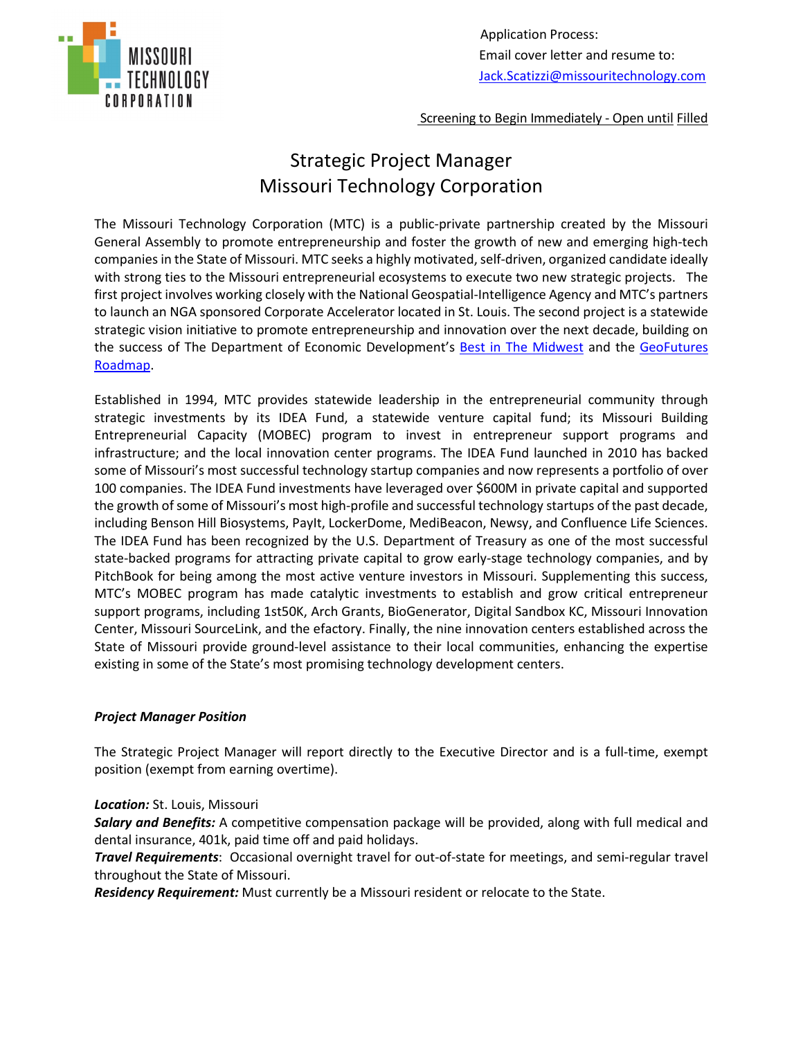Application Process:
Email cover letter and resume to:
[Jack.Scatizzi@missouritechnology.com](mailto:Jack.Scatizzi@missouritechnology.com)

Screening to Begin Immediately - Open until Filled

# Strategic Project Manager
# Missouri Technology Corporation

The Missouri Technology Corporation (MTC) is a public-private partnership created by the Missouri General Assembly to promote entrepreneurship and foster the growth of new and emerging high-tech companies in the State of Missouri. MTC seeks a highly motivated, self-driven, organized candidate ideally with strong ties to the Missouri entrepreneurial ecosystems to execute two new strategic projects. The first project involves working closely with the National Geospatial-Intelligence Agency and MTC's partners to launch an NGA sponsored Corporate Accelerator located in St. Louis. The second project is a statewide strategic vision initiative to promote entrepreneurship and innovation over the next decade, building on the success of The Department of Economic Development's Best in The Midwest and the GeoFutures Roadmap.

Established in 1994, MTC provides statewide leadership in the entrepreneurial community through strategic investments by its IDEA Fund, a statewide venture capital fund; its Missouri Building Entrepreneurial Capacity (MOBEC) program to invest in entrepreneur support programs and infrastructure; and the local innovation center programs. The IDEA Fund launched in 2010 has backed some of Missouri's most successful technology startup companies and now represents a portfolio of over 100 companies. The IDEA Fund investments have leveraged over $600M in private capital and supported the growth of some of Missouri's most high-profile and successful technology startups of the past decade, including Benson Hill Biosystems, PayIt, LockerDome, MediBeacon, Newsy, and Confluence Life Sciences. The IDEA Fund has been recognized by the U.S. Department of Treasury as one of the most successful state-backed programs for attracting private capital to grow early-stage technology companies, and by PitchBook for being among the most active venture investors in Missouri. Supplementing this success, MTC's MOBEC program has made catalytic investments to establish and grow critical entrepreneur support programs, including 1st50K, Arch Grants, BioGenerator, Digital Sandbox KC, Missouri Innovation Center, Missouri SourceLink, and the efactory. Finally, the nine innovation centers established across the State of Missouri provide ground-level assistance to their local communities, enhancing the expertise existing in some of the State's most promising technology development centers.

***Project Manager Position***

The Strategic Project Manager will report directly to the Executive Director and is a full-time, exempt position (exempt from earning overtime).

***Location:*** St. Louis, Missouri
***Salary and Benefits:*** A competitive compensation package will be provided, along with full medical and dental insurance, 401k, paid time off and paid holidays.
***Travel Requirements***: Occasional overnight travel for out-of-state for meetings, and semi-regular travel throughout the State of Missouri.
***Residency Requirement:*** Must currently be a Missouri resident or relocate to the State.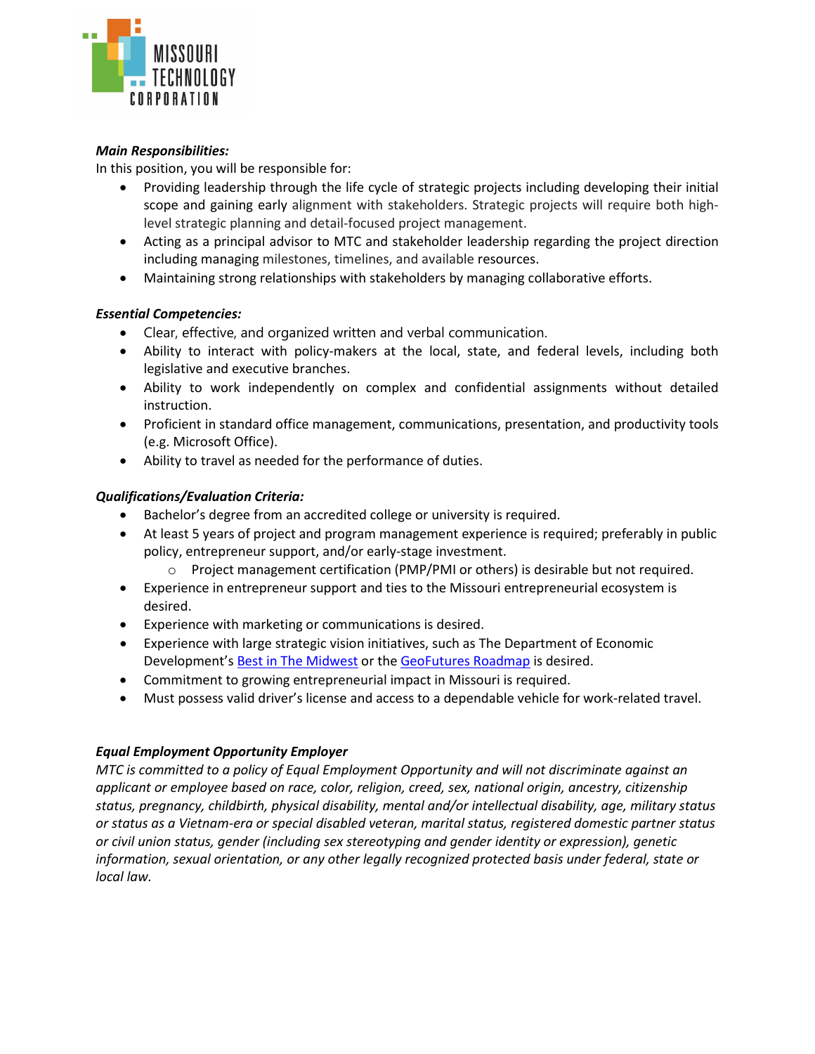***Main Responsibilities:***

In this position, you will be responsible for:

- Providing leadership through the life cycle of strategic projects including developing their initial scope and gaining early alignment with stakeholders. Strategic projects will require both high-level strategic planning and detail-focused project management.
- Acting as a principal advisor to MTC and stakeholder leadership regarding the project direction including managing milestones, timelines, and available resources.
- Maintaining strong relationships with stakeholders by managing collaborative efforts.

***Essential Competencies:***

- Clear, effective, and organized written and verbal communication.
- Ability to interact with policy-makers at the local, state, and federal levels, including both legislative and executive branches.
- Ability to work independently on complex and confidential assignments without detailed instruction.
- Proficient in standard office management, communications, presentation, and productivity tools (e.g. Microsoft Office).
- Ability to travel as needed for the performance of duties.

***Qualifications/Evaluation Criteria:***

- Bachelor's degree from an accredited college or university is required.
- At least 5 years of project and program management experience is required; preferably in public policy, entrepreneur support, and/or early-stage investment.
  - Project management certification (PMP/PMI or others) is desirable but not required.
- Experience in entrepreneur support and ties to the Missouri entrepreneurial ecosystem is desired.
- Experience with marketing or communications is desired.
- Experience with large strategic vision initiatives, such as The Department of Economic Development's Best in The Midwest or the GeoFutures Roadmap is desired.
- Commitment to growing entrepreneurial impact in Missouri is required.
- Must possess valid driver's license and access to a dependable vehicle for work-related travel.

***Equal Employment Opportunity Employer***

*MTC is committed to a policy of Equal Employment Opportunity and will not discriminate against an applicant or employee based on race, color, religion, creed, sex, national origin, ancestry, citizenship status, pregnancy, childbirth, physical disability, mental and/or intellectual disability, age, military status or status as a Vietnam-era or special disabled veteran, marital status, registered domestic partner status or civil union status, gender (including sex stereotyping and gender identity or expression), genetic information, sexual orientation, or any other legally recognized protected basis under federal, state or local law.*